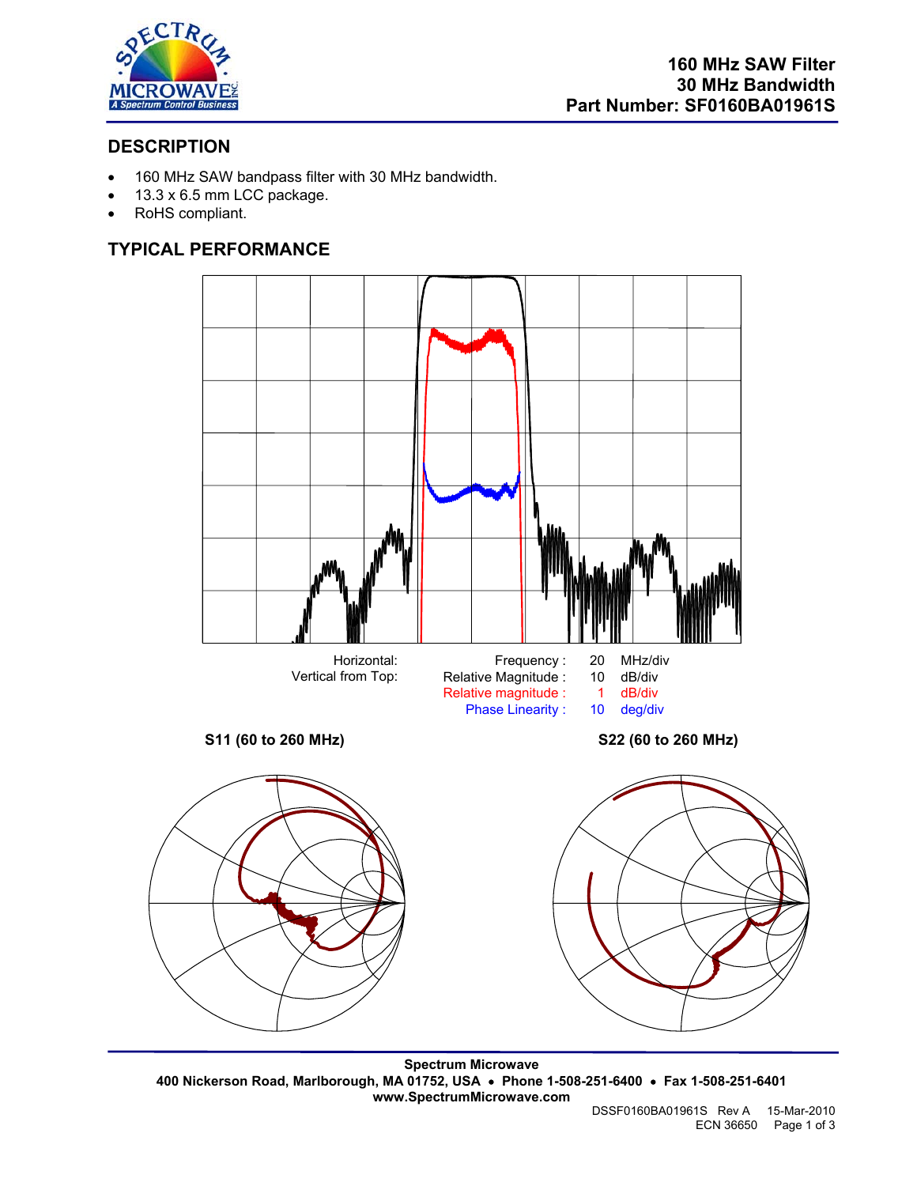# 160 MHz SAW Filter
## 30 MHz Bandwidth
## Part Number: SF0160BA01961S

## DESCRIPTION

- 160 MHz SAW bandpass filter with 30 MHz bandwidth.
- 13.3 x 6.5 mm LCC package.
- RoHS compliant.

## TYPICAL PERFORMANCE

| | | | |
|---|---|---|---|
| Horizontal: | Frequency : | 20 | MHz/div |
| Vertical from Top: | Relative Magnitude : | 10 | dB/div |
| | Relative magnitude : | 1 | dB/div |
| | Phase Linearity : | 10 | deg/div |

**S11 (60 to 260 MHz)**

**S22 (60 to 260 MHz)**

**Spectrum Microwave**
**400 Nickerson Road, Marlborough, MA 01752, USA • Phone 1-508-251-6400 • Fax 1-508-251-6401**
**www.SpectrumMicrowave.com**

DSSF0160BA01961S Rev A 15-Mar-2010
ECN 36650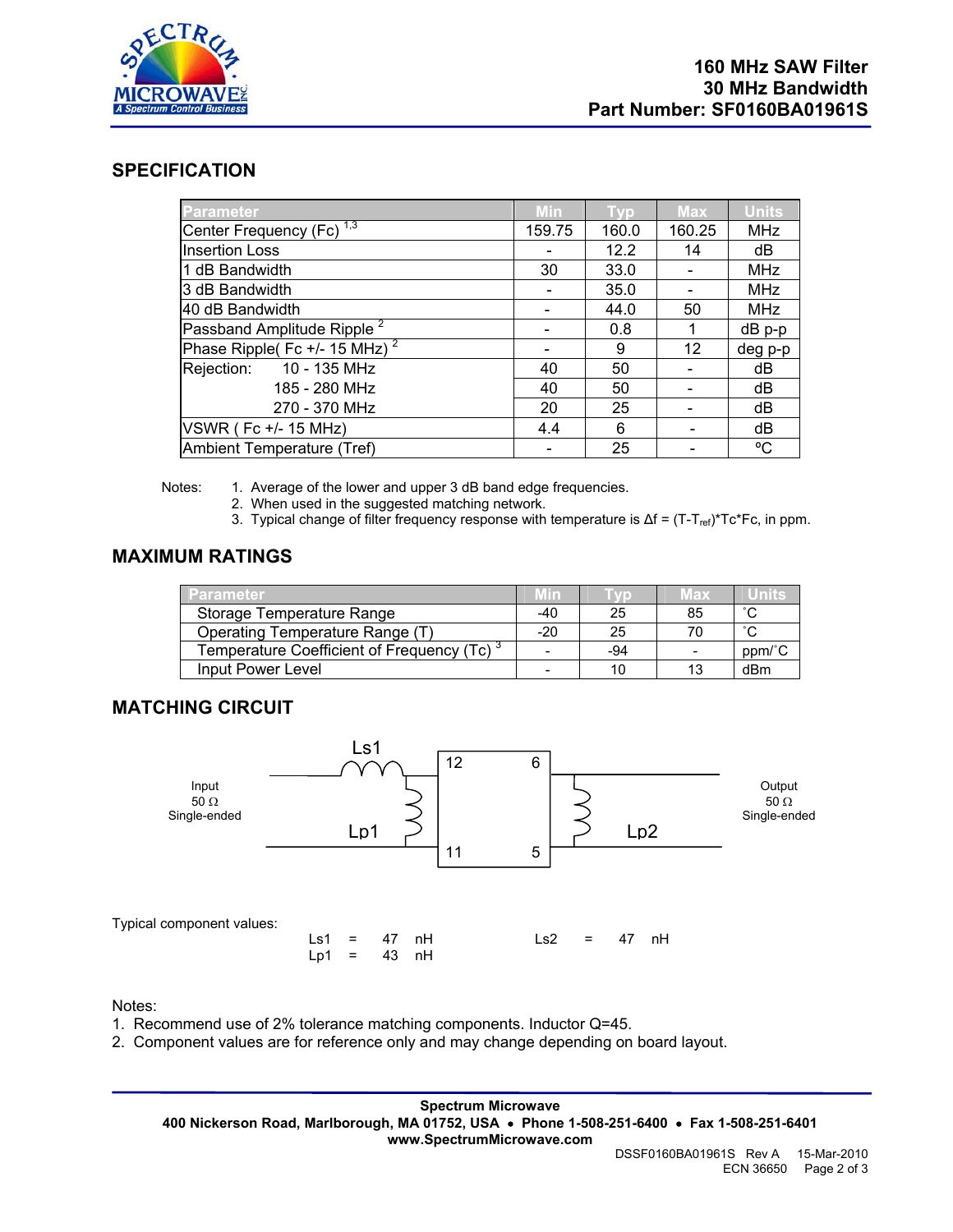**160 MHz SAW Filter**
**30 MHz Bandwidth**
**Part Number: SF0160BA01961S**

## SPECIFICATION

| Parameter | Min | Typ | Max | Units |
|---|---|---|---|---|
| Center Frequency (Fc) [1,3] | 159.75 | 160.0 | 160.25 | MHz |
| Insertion Loss | - | 12.2 | 14 | dB |
| 1 dB Bandwidth | 30 | 33.0 | - | MHz |
| 3 dB Bandwidth | - | 35.0 | - | MHz |
| 40 dB Bandwidth | - | 44.0 | 50 | MHz |
| Passband Amplitude Ripple [2] | - | 0.8 | 1 | dB p-p |
| Phase Ripple( Fc +/- 15 MHz) [2] | - | 9 | 12 | deg p-p |
| Rejection: 10 - 135 MHz | 40 | 50 | - | dB |
| 185 - 280 MHz | 40 | 50 | - | dB |
| 270 - 370 MHz | 20 | 25 | - | dB |
| VSWR ( Fc +/- 15 MHz) | 4.4 | 6 | - | dB |
| Ambient Temperature (Tref) | - | 25 | - | ºC |

Notes:
1. Average of the lower and upper 3 dB band edge frequencies.
2. When used in the suggested matching network.
3. Typical change of filter frequency response with temperature is $\Delta f = (T-T_{ref})*Tc*Fc$, in ppm.

## MAXIMUM RATINGS

| Parameter | Min | Typ | Max | Units |
|---|---|---|---|---|
| Storage Temperature Range | -40 | 25 | 85 | ˚C |
| Operating Temperature Range (T) | -20 | 25 | 70 | ˚C |
| Temperature Coefficient of Frequency (Tc) [3] | - | -94 | - | ppm/˚C |
| Input Power Level | - | 10 | 13 | dBm |

## MATCHING CIRCUIT

Input 50 Ω Single-ended — Ls1, Lp1 — pins 12, 11 | 6, 5 — Lp2 — Output 50 Ω Single-ended

Typical component values:

Ls1 = 47 nH  Ls2 = 47 nH
Lp1 = 43 nH

Notes:
1. Recommend use of 2% tolerance matching components. Inductor Q=45.
2. Component values are for reference only and may change depending on board layout.

**Spectrum Microwave**
**400 Nickerson Road, Marlborough, MA 01752, USA • Phone 1-508-251-6400 • Fax 1-508-251-6401**
**www.SpectrumMicrowave.com**

DSSF0160BA01961S Rev A 15-Mar-2010
ECN 36650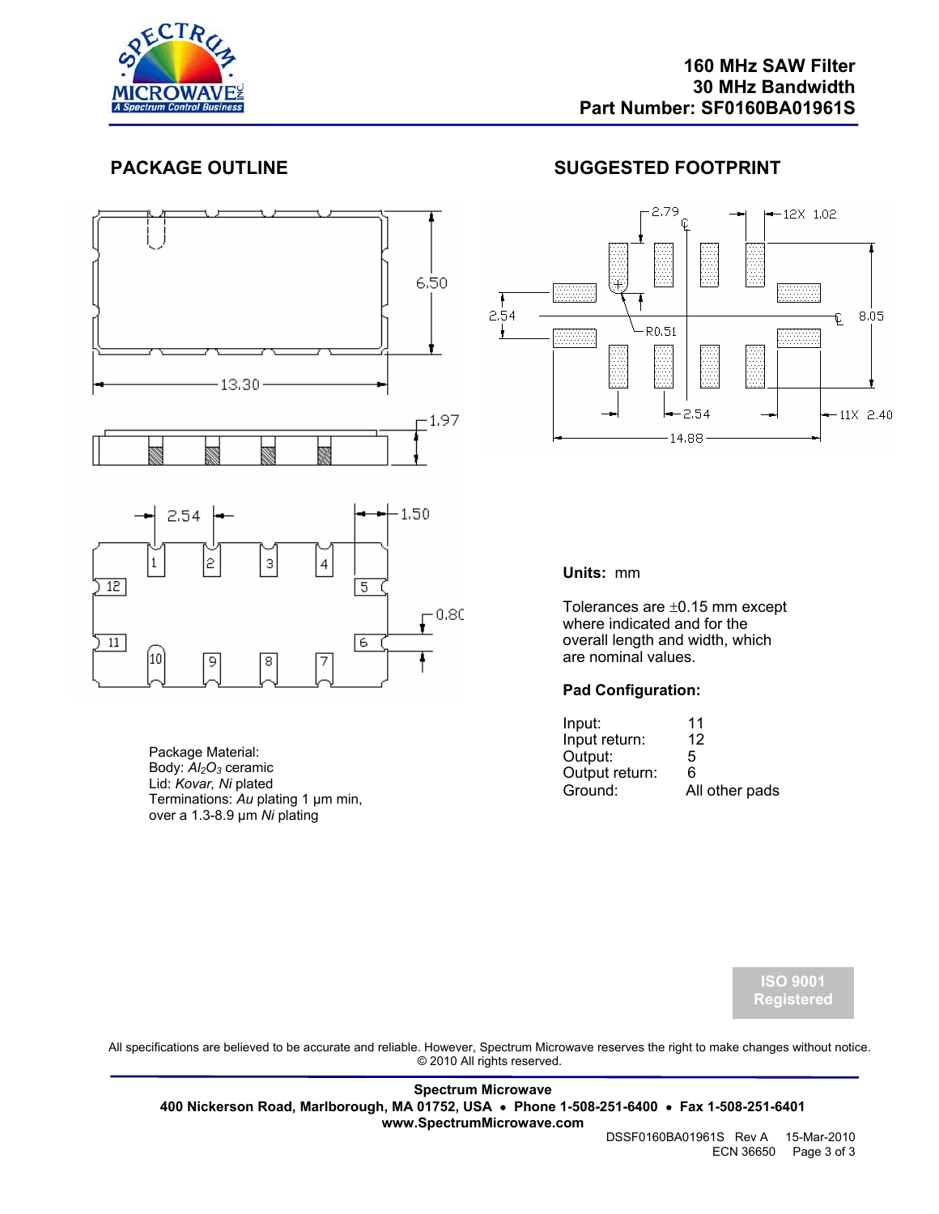**160 MHz SAW Filter**
**30 MHz Bandwidth**
**Part Number: SF0160BA01961S**

## PACKAGE OUTLINE

6.50

13.30

1.97

2.54

1.50

0.80

1 2 3 4 5 6 7 8 9 10 11 12

Package Material:
Body: $Al_2O_3$ ceramic
Lid: *Kovar, Ni* plated
Terminations: *Au* plating 1 µm min, over a 1.3-8.9 µm *Ni* plating

## SUGGESTED FOOTPRINT

2.79

12X 1.02

2.54

R0.51

8.05

2.54

11X 2.40

14.88

**Units:** mm

Tolerances are ±0.15 mm except where indicated and for the overall length and width, which are nominal values.

**Pad Configuration:**

| | |
|---|---|
| Input: | 11 |
| Input return: | 12 |
| Output: | 5 |
| Output return: | 6 |
| Ground: | All other pads |

ISO 9001 Registered

All specifications are believed to be accurate and reliable. However, Spectrum Microwave reserves the right to make changes without notice.
© 2010 All rights reserved.

**Spectrum Microwave**
**400 Nickerson Road, Marlborough, MA 01752, USA • Phone 1-508-251-6400 • Fax 1-508-251-6401**
**www.SpectrumMicrowave.com**

DSSF0160BA01961S Rev A 15-Mar-2010
ECN 36650